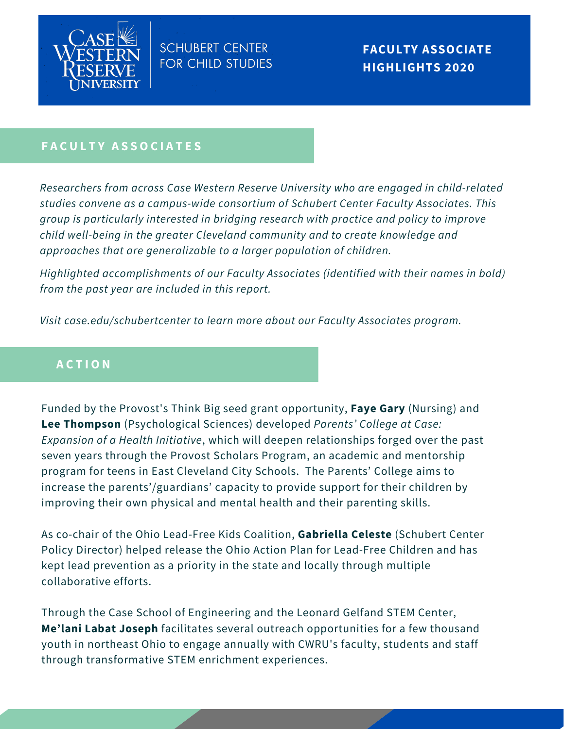Case Western Reserve University

SCHUBERT CENTER FOR CHILD STUDIES

# FACULTY ASSOCIATE HIGHLIGHTS 2020

## FACULTY ASSOCIATES

*Researchers from across Case Western Reserve University who are engaged in child-related studies convene as a campus-wide consortium of Schubert Center Faculty Associates. This group is particularly interested in bridging research with practice and policy to improve child well-being in the greater Cleveland community and to create knowledge and approaches that are generalizable to a larger population of children.*

*Highlighted accomplishments of our Faculty Associates (identified with their names in bold) from the past year are included in this report.*

*Visit case.edu/schubertcenter to learn more about our Faculty Associates program.*

## ACTION

Funded by the Provost's Think Big seed grant opportunity, **Faye Gary** (Nursing) and **Lee Thompson** (Psychological Sciences) developed *Parents' College at Case: Expansion of a Health Initiative*, which will deepen relationships forged over the past seven years through the Provost Scholars Program, an academic and mentorship program for teens in East Cleveland City Schools. The Parents' College aims to increase the parents'/guardians' capacity to provide support for their children by improving their own physical and mental health and their parenting skills.

As co-chair of the Ohio Lead-Free Kids Coalition, **Gabriella Celeste** (Schubert Center Policy Director) helped release the Ohio Action Plan for Lead-Free Children and has kept lead prevention as a priority in the state and locally through multiple collaborative efforts.

Through the Case School of Engineering and the Leonard Gelfand STEM Center, **Me'lani Labat Joseph** facilitates several outreach opportunities for a few thousand youth in northeast Ohio to engage annually with CWRU's faculty, students and staff through transformative STEM enrichment experiences.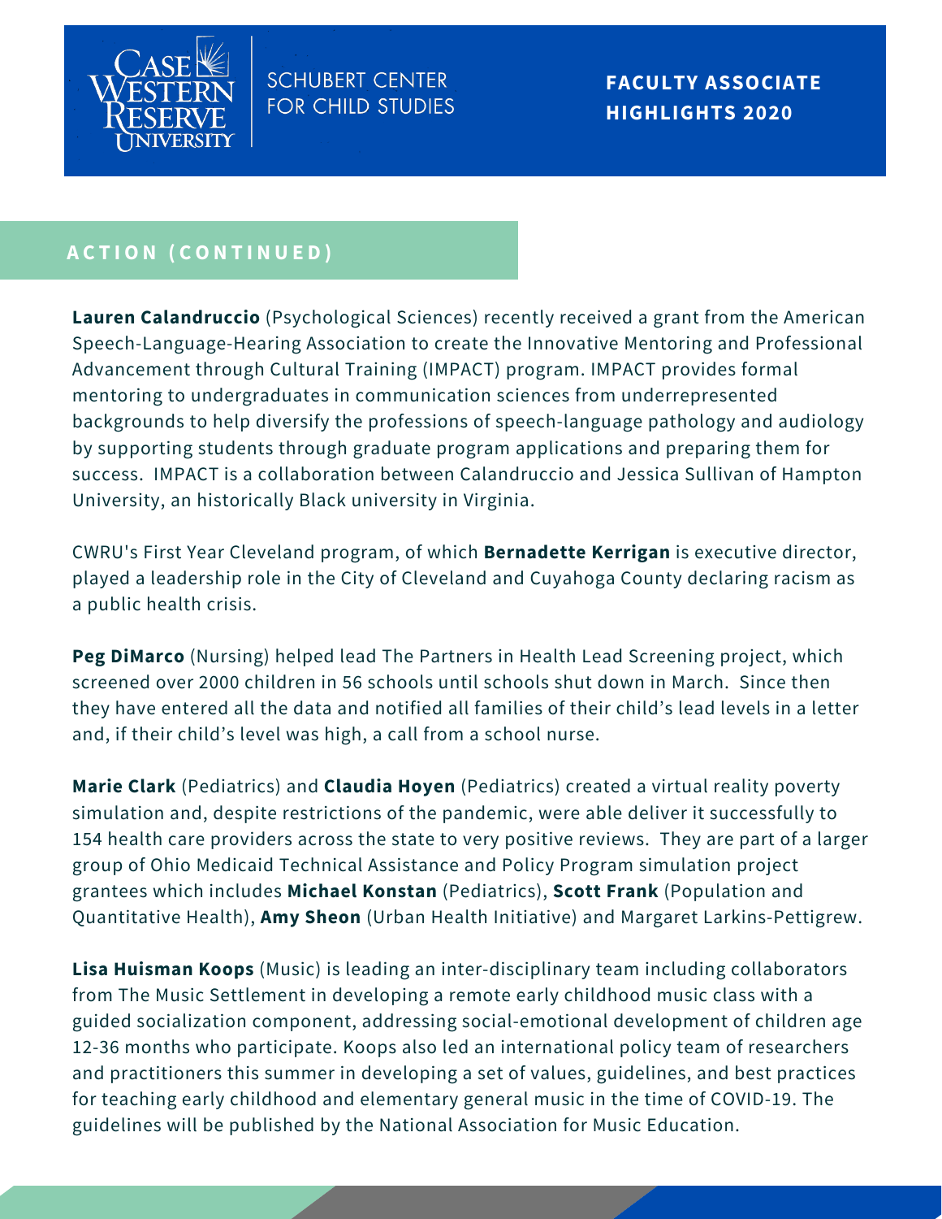SCHUBERT CENTER FOR CHILD STUDIES

**FACULTY ASSOCIATE HIGHLIGHTS 2020**

## ACTION (CONTINUED)

**Lauren Calandruccio** (Psychological Sciences) recently received a grant from the American Speech-Language-Hearing Association to create the Innovative Mentoring and Professional Advancement through Cultural Training (IMPACT) program. IMPACT provides formal mentoring to undergraduates in communication sciences from underrepresented backgrounds to help diversify the professions of speech-language pathology and audiology by supporting students through graduate program applications and preparing them for success. IMPACT is a collaboration between Calandruccio and Jessica Sullivan of Hampton University, an historically Black university in Virginia.

CWRU's First Year Cleveland program, of which **Bernadette Kerrigan** is executive director, played a leadership role in the City of Cleveland and Cuyahoga County declaring racism as a public health crisis.

**Peg DiMarco** (Nursing) helped lead The Partners in Health Lead Screening project, which screened over 2000 children in 56 schools until schools shut down in March. Since then they have entered all the data and notified all families of their child's lead levels in a letter and, if their child's level was high, a call from a school nurse.

**Marie Clark** (Pediatrics) and **Claudia Hoyen** (Pediatrics) created a virtual reality poverty simulation and, despite restrictions of the pandemic, were able deliver it successfully to 154 health care providers across the state to very positive reviews. They are part of a larger group of Ohio Medicaid Technical Assistance and Policy Program simulation project grantees which includes **Michael Konstan** (Pediatrics), **Scott Frank** (Population and Quantitative Health), **Amy Sheon** (Urban Health Initiative) and Margaret Larkins-Pettigrew.

**Lisa Huisman Koops** (Music) is leading an inter-disciplinary team including collaborators from The Music Settlement in developing a remote early childhood music class with a guided socialization component, addressing social-emotional development of children age 12-36 months who participate. Koops also led an international policy team of researchers and practitioners this summer in developing a set of values, guidelines, and best practices for teaching early childhood and elementary general music in the time of COVID-19. The guidelines will be published by the National Association for Music Education.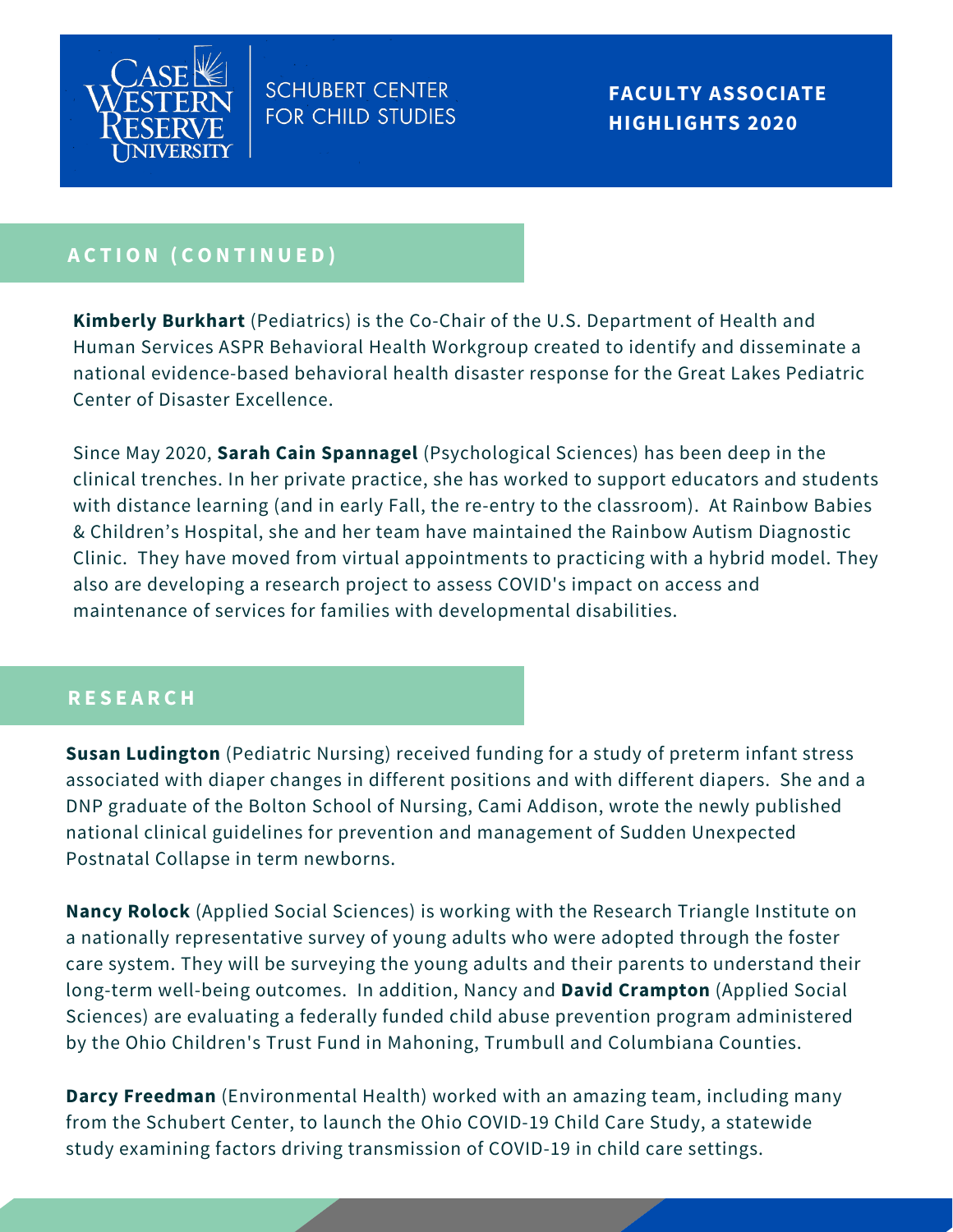## ACTION (CONTINUED)

**Kimberly Burkhart** (Pediatrics) is the Co-Chair of the U.S. Department of Health and Human Services ASPR Behavioral Health Workgroup created to identify and disseminate a national evidence-based behavioral health disaster response for the Great Lakes Pediatric Center of Disaster Excellence.

Since May 2020, **Sarah Cain Spannagel** (Psychological Sciences) has been deep in the clinical trenches. In her private practice, she has worked to support educators and students with distance learning (and in early Fall, the re-entry to the classroom). At Rainbow Babies & Children's Hospital, she and her team have maintained the Rainbow Autism Diagnostic Clinic. They have moved from virtual appointments to practicing with a hybrid model. They also are developing a research project to assess COVID's impact on access and maintenance of services for families with developmental disabilities.

## RESEARCH

**Susan Ludington** (Pediatric Nursing) received funding for a study of preterm infant stress associated with diaper changes in different positions and with different diapers. She and a DNP graduate of the Bolton School of Nursing, Cami Addison, wrote the newly published national clinical guidelines for prevention and management of Sudden Unexpected Postnatal Collapse in term newborns.

**Nancy Rolock** (Applied Social Sciences) is working with the Research Triangle Institute on a nationally representative survey of young adults who were adopted through the foster care system. They will be surveying the young adults and their parents to understand their long-term well-being outcomes. In addition, Nancy and **David Crampton** (Applied Social Sciences) are evaluating a federally funded child abuse prevention program administered by the Ohio Children's Trust Fund in Mahoning, Trumbull and Columbiana Counties.

**Darcy Freedman** (Environmental Health) worked with an amazing team, including many from the Schubert Center, to launch the Ohio COVID-19 Child Care Study, a statewide study examining factors driving transmission of COVID-19 in child care settings.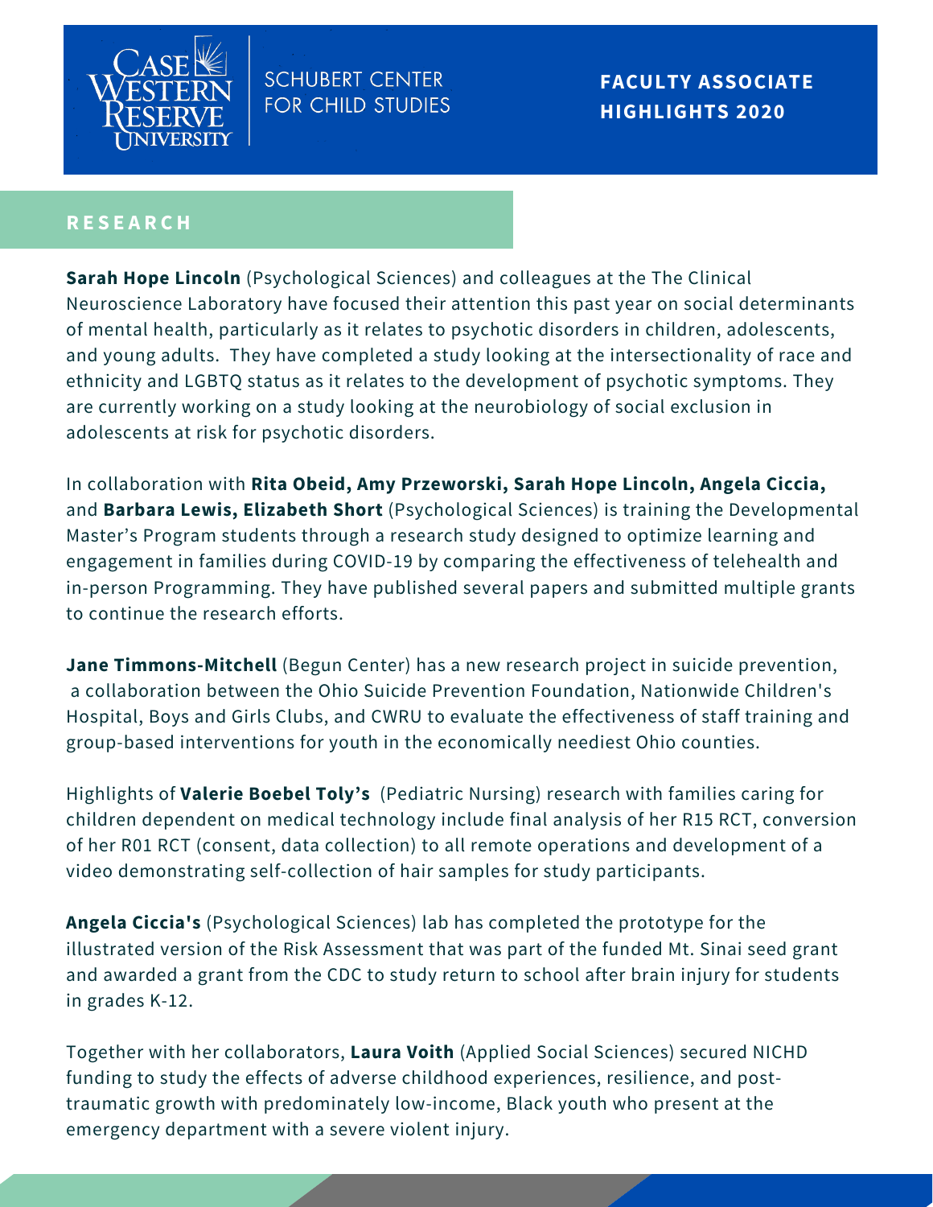CASE WESTERN RESERVE UNIVERSITY

SCHUBERT CENTER FOR CHILD STUDIES

**FACULTY ASSOCIATE HIGHLIGHTS 2020**

## RESEARCH

**Sarah Hope Lincoln** (Psychological Sciences) and colleagues at the The Clinical Neuroscience Laboratory have focused their attention this past year on social determinants of mental health, particularly as it relates to psychotic disorders in children, adolescents, and young adults. They have completed a study looking at the intersectionality of race and ethnicity and LGBTQ status as it relates to the development of psychotic symptoms. They are currently working on a study looking at the neurobiology of social exclusion in adolescents at risk for psychotic disorders.

In collaboration with **Rita Obeid, Amy Przeworski, Sarah Hope Lincoln, Angela Ciccia,** and **Barbara Lewis, Elizabeth Short** (Psychological Sciences) is training the Developmental Master's Program students through a research study designed to optimize learning and engagement in families during COVID-19 by comparing the effectiveness of telehealth and in-person Programming. They have published several papers and submitted multiple grants to continue the research efforts.

**Jane Timmons-Mitchell** (Begun Center) has a new research project in suicide prevention, a collaboration between the Ohio Suicide Prevention Foundation, Nationwide Children's Hospital, Boys and Girls Clubs, and CWRU to evaluate the effectiveness of staff training and group-based interventions for youth in the economically neediest Ohio counties.

Highlights of **Valerie Boebel Toly's** (Pediatric Nursing) research with families caring for children dependent on medical technology include final analysis of her R15 RCT, conversion of her R01 RCT (consent, data collection) to all remote operations and development of a video demonstrating self-collection of hair samples for study participants.

**Angela Ciccia's** (Psychological Sciences) lab has completed the prototype for the illustrated version of the Risk Assessment that was part of the funded Mt. Sinai seed grant and awarded a grant from the CDC to study return to school after brain injury for students in grades K-12.

Together with her collaborators, **Laura Voith** (Applied Social Sciences) secured NICHD funding to study the effects of adverse childhood experiences, resilience, and post-traumatic growth with predominately low-income, Black youth who present at the emergency department with a severe violent injury.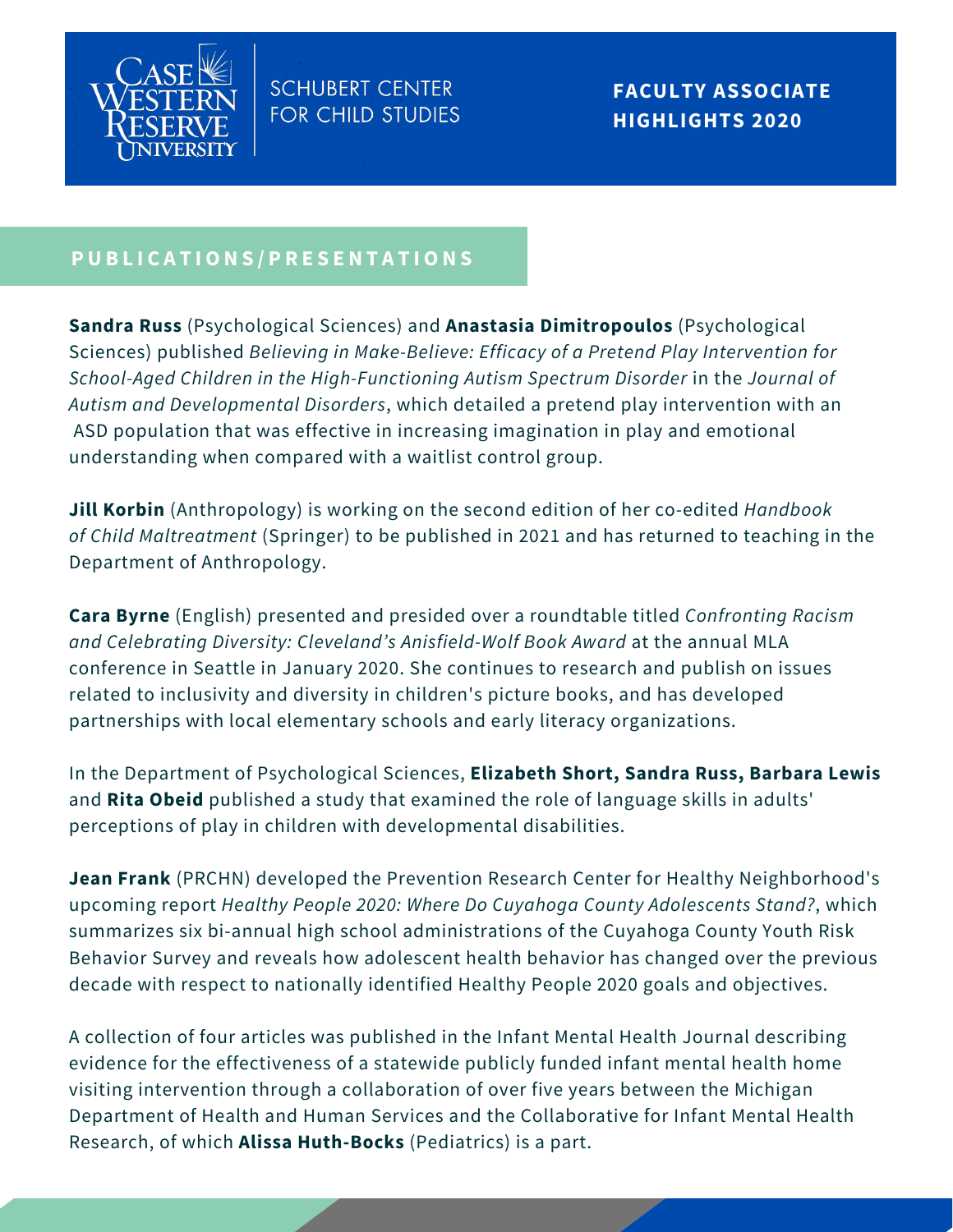CASE WESTERN RESERVE UNIVERSITY | SCHUBERT CENTER FOR CHILD STUDIES

**FACULTY ASSOCIATE HIGHLIGHTS 2020**

## PUBLICATIONS/PRESENTATIONS

**Sandra Russ** (Psychological Sciences) and **Anastasia Dimitropoulos** (Psychological Sciences) published *Believing in Make-Believe: Efficacy of a Pretend Play Intervention for School-Aged Children in the High-Functioning Autism Spectrum Disorder* in the *Journal of Autism and Developmental Disorders*, which detailed a pretend play intervention with an ASD population that was effective in increasing imagination in play and emotional understanding when compared with a waitlist control group.

**Jill Korbin** (Anthropology) is working on the second edition of her co-edited *Handbook of Child Maltreatment* (Springer) to be published in 2021 and has returned to teaching in the Department of Anthropology.

**Cara Byrne** (English) presented and presided over a roundtable titled *Confronting Racism and Celebrating Diversity: Cleveland's Anisfield-Wolf Book Award* at the annual MLA conference in Seattle in January 2020. She continues to research and publish on issues related to inclusivity and diversity in children's picture books, and has developed partnerships with local elementary schools and early literacy organizations.

In the Department of Psychological Sciences, **Elizabeth Short, Sandra Russ, Barbara Lewis** and **Rita Obeid** published a study that examined the role of language skills in adults' perceptions of play in children with developmental disabilities.

**Jean Frank** (PRCHN) developed the Prevention Research Center for Healthy Neighborhood's upcoming report *Healthy People 2020: Where Do Cuyahoga County Adolescents Stand?*, which summarizes six bi-annual high school administrations of the Cuyahoga County Youth Risk Behavior Survey and reveals how adolescent health behavior has changed over the previous decade with respect to nationally identified Healthy People 2020 goals and objectives.

A collection of four articles was published in the Infant Mental Health Journal describing evidence for the effectiveness of a statewide publicly funded infant mental health home visiting intervention through a collaboration of over five years between the Michigan Department of Health and Human Services and the Collaborative for Infant Mental Health Research, of which **Alissa Huth-Bocks** (Pediatrics) is a part.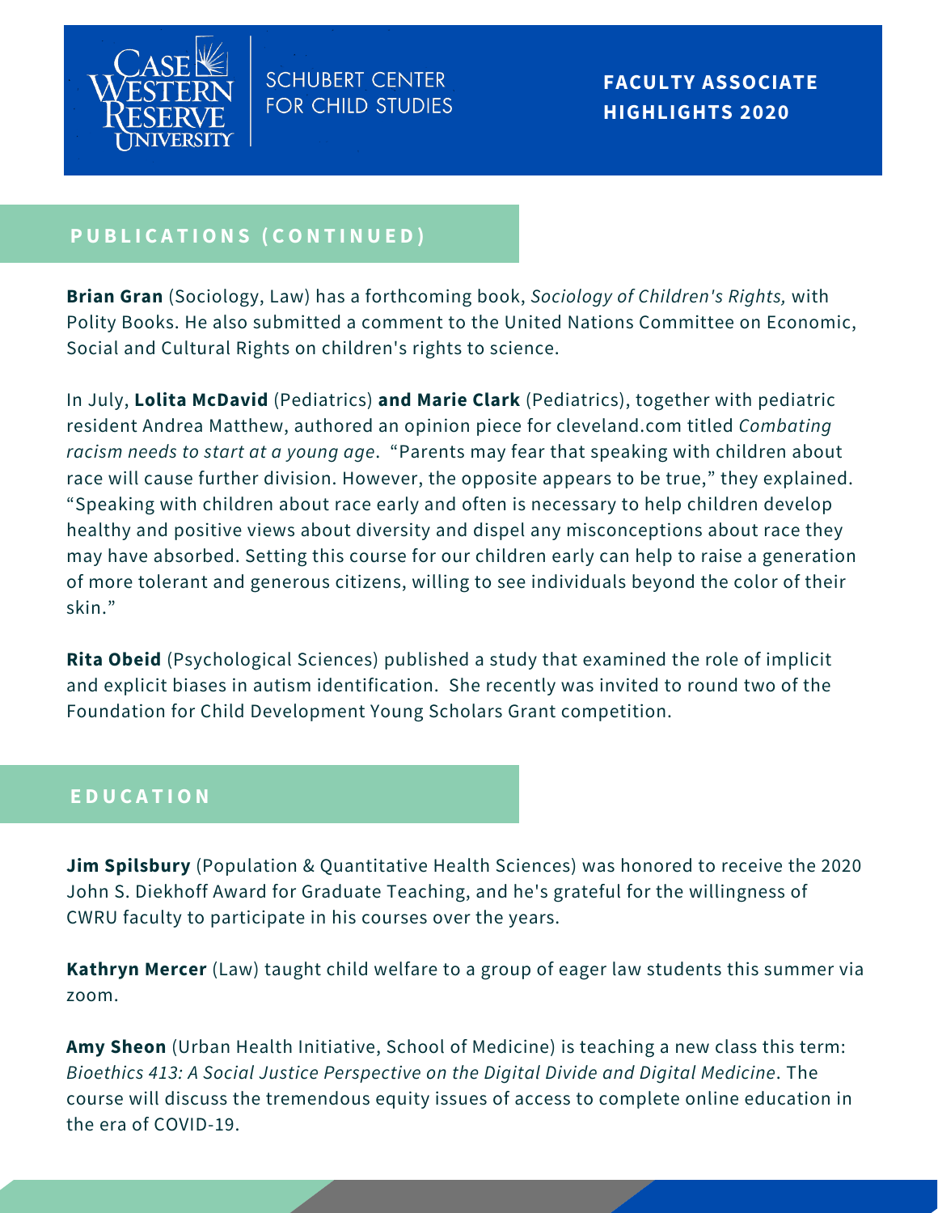SCHUBERT CENTER FOR CHILD STUDIES

**FACULTY ASSOCIATE HIGHLIGHTS 2020**

## PUBLICATIONS (CONTINUED)

**Brian Gran** (Sociology, Law) has a forthcoming book, *Sociology of Children's Rights,* with Polity Books. He also submitted a comment to the United Nations Committee on Economic, Social and Cultural Rights on children's rights to science.

In July, **Lolita McDavid** (Pediatrics) **and Marie Clark** (Pediatrics), together with pediatric resident Andrea Matthew, authored an opinion piece for cleveland.com titled *Combating racism needs to start at a young age*. "Parents may fear that speaking with children about race will cause further division. However, the opposite appears to be true," they explained. "Speaking with children about race early and often is necessary to help children develop healthy and positive views about diversity and dispel any misconceptions about race they may have absorbed. Setting this course for our children early can help to raise a generation of more tolerant and generous citizens, willing to see individuals beyond the color of their skin."

**Rita Obeid** (Psychological Sciences) published a study that examined the role of implicit and explicit biases in autism identification. She recently was invited to round two of the Foundation for Child Development Young Scholars Grant competition.

## EDUCATION

**Jim Spilsbury** (Population & Quantitative Health Sciences) was honored to receive the 2020 John S. Diekhoff Award for Graduate Teaching, and he's grateful for the willingness of CWRU faculty to participate in his courses over the years.

**Kathryn Mercer** (Law) taught child welfare to a group of eager law students this summer via zoom.

**Amy Sheon** (Urban Health Initiative, School of Medicine) is teaching a new class this term: *Bioethics 413: A Social Justice Perspective on the Digital Divide and Digital Medicine*. The course will discuss the tremendous equity issues of access to complete online education in the era of COVID-19.